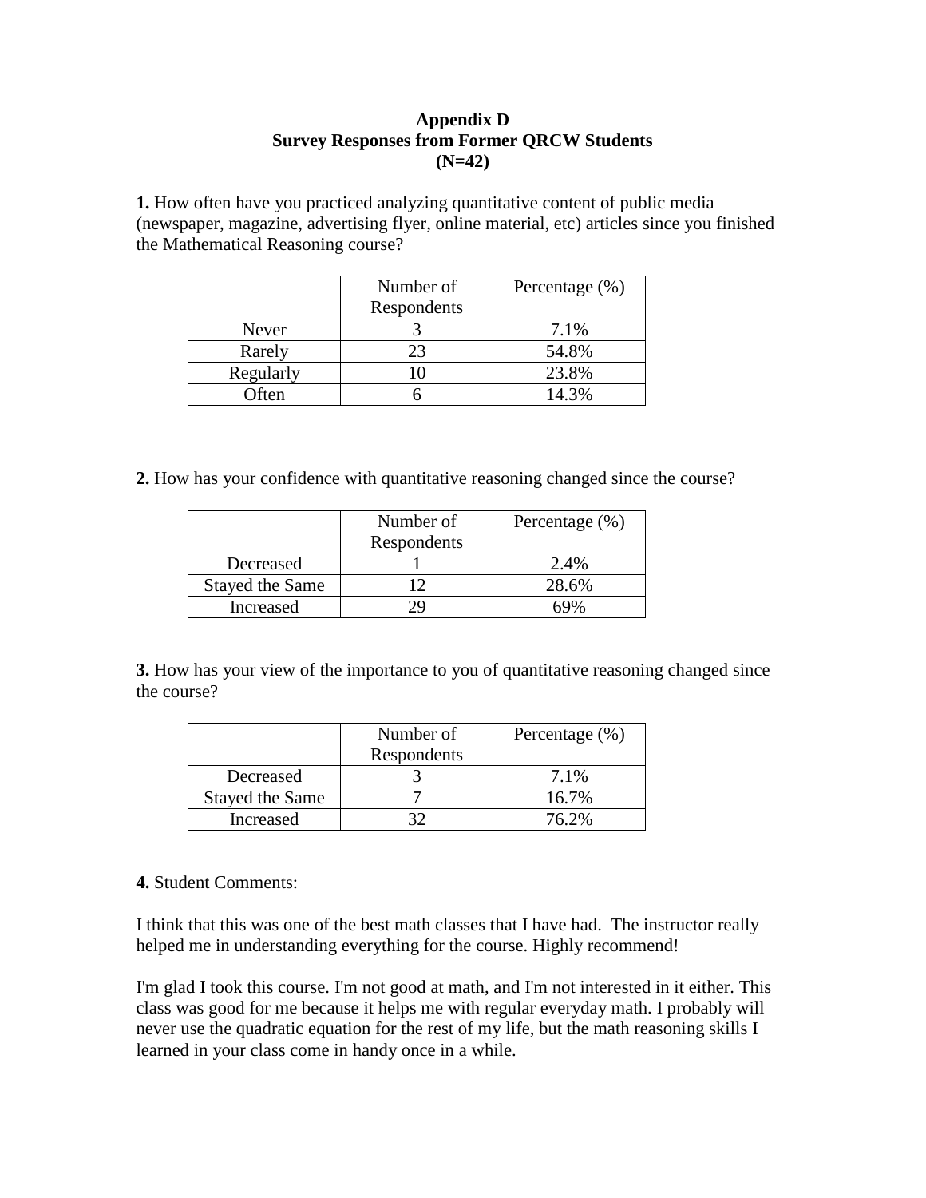# Appendix D
## Survey Responses from Former QRCW Students
## (N=42)

**1.** How often have you practiced analyzing quantitative content of public media (newspaper, magazine, advertising flyer, online material, etc) articles since you finished the Mathematical Reasoning course?

| | Number of Respondents | Percentage (%) |
|---|---|---|
| Never | 3 | 7.1% |
| Rarely | 23 | 54.8% |
| Regularly | 10 | 23.8% |
| Often | 6 | 14.3% |

**2.** How has your confidence with quantitative reasoning changed since the course?

| | Number of Respondents | Percentage (%) |
|---|---|---|
| Decreased | 1 | 2.4% |
| Stayed the Same | 12 | 28.6% |
| Increased | 29 | 69% |

**3.** How has your view of the importance to you of quantitative reasoning changed since the course?

| | Number of Respondents | Percentage (%) |
|---|---|---|
| Decreased | 3 | 7.1% |
| Stayed the Same | 7 | 16.7% |
| Increased | 32 | 76.2% |

**4.** Student Comments:

I think that this was one of the best math classes that I have had. The instructor really helped me in understanding everything for the course. Highly recommend!

I'm glad I took this course. I'm not good at math, and I'm not interested in it either. This class was good for me because it helps me with regular everyday math. I probably will never use the quadratic equation for the rest of my life, but the math reasoning skills I learned in your class come in handy once in a while.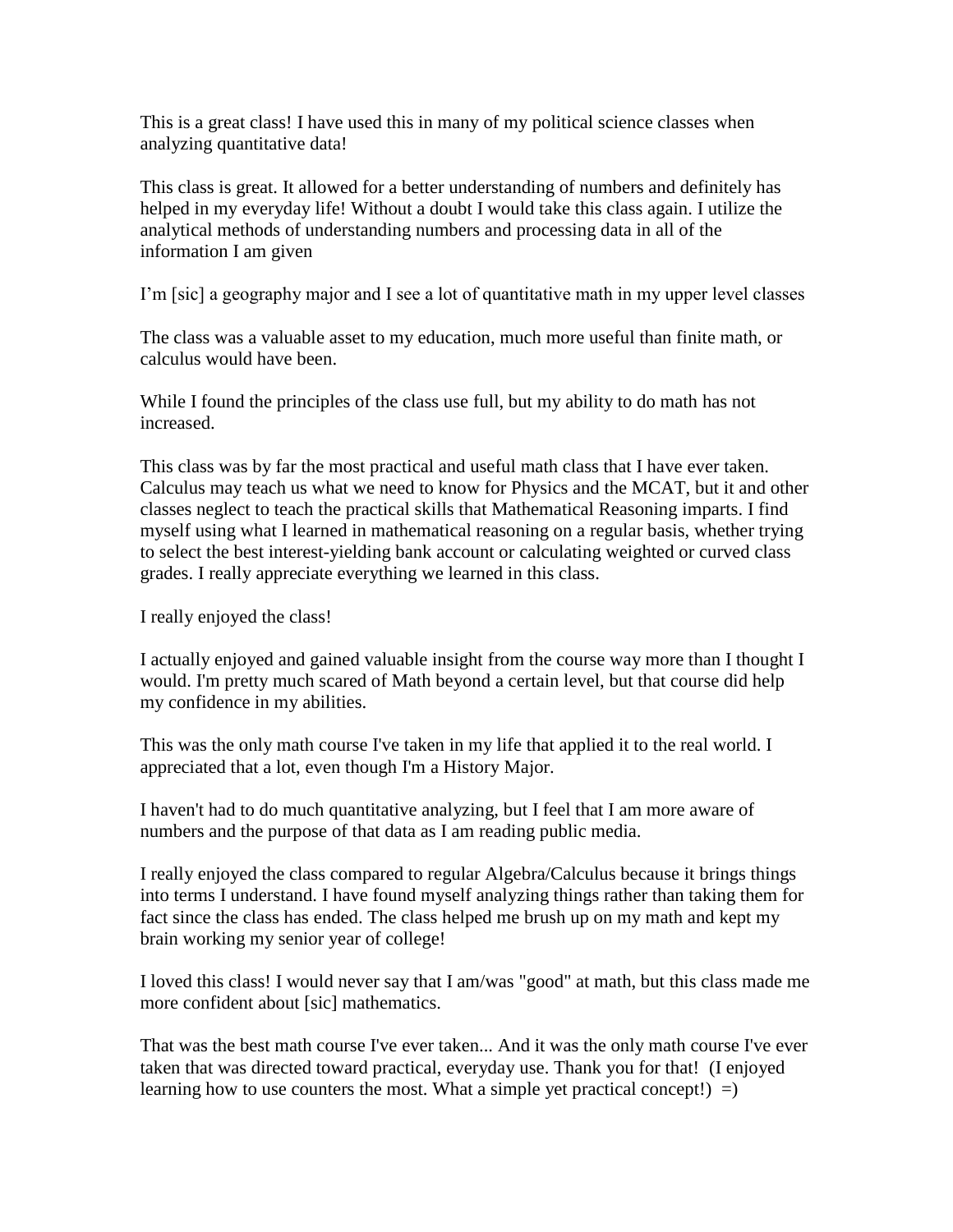This is a great class! I have used this in many of my political science classes when analyzing quantitative data!

This class is great. It allowed for a better understanding of numbers and definitely has helped in my everyday life! Without a doubt I would take this class again. I utilize the analytical methods of understanding numbers and processing data in all of the information I am given

I'm [sic] a geography major and I see a lot of quantitative math in my upper level classes

The class was a valuable asset to my education, much more useful than finite math, or calculus would have been.

While I found the principles of the class use full, but my ability to do math has not increased.

This class was by far the most practical and useful math class that I have ever taken. Calculus may teach us what we need to know for Physics and the MCAT, but it and other classes neglect to teach the practical skills that Mathematical Reasoning imparts. I find myself using what I learned in mathematical reasoning on a regular basis, whether trying to select the best interest-yielding bank account or calculating weighted or curved class grades. I really appreciate everything we learned in this class.

I really enjoyed the class!

I actually enjoyed and gained valuable insight from the course way more than I thought I would. I'm pretty much scared of Math beyond a certain level, but that course did help my confidence in my abilities.

This was the only math course I've taken in my life that applied it to the real world. I appreciated that a lot, even though I'm a History Major.

I haven't had to do much quantitative analyzing, but I feel that I am more aware of numbers and the purpose of that data as I am reading public media.

I really enjoyed the class compared to regular Algebra/Calculus because it brings things into terms I understand. I have found myself analyzing things rather than taking them for fact since the class has ended. The class helped me brush up on my math and kept my brain working my senior year of college!

I loved this class! I would never say that I am/was "good" at math, but this class made me more confident about [sic] mathematics.

That was the best math course I've ever taken... And it was the only math course I've ever taken that was directed toward practical, everyday use. Thank you for that! (I enjoyed learning how to use counters the most. What a simple yet practical concept!) =)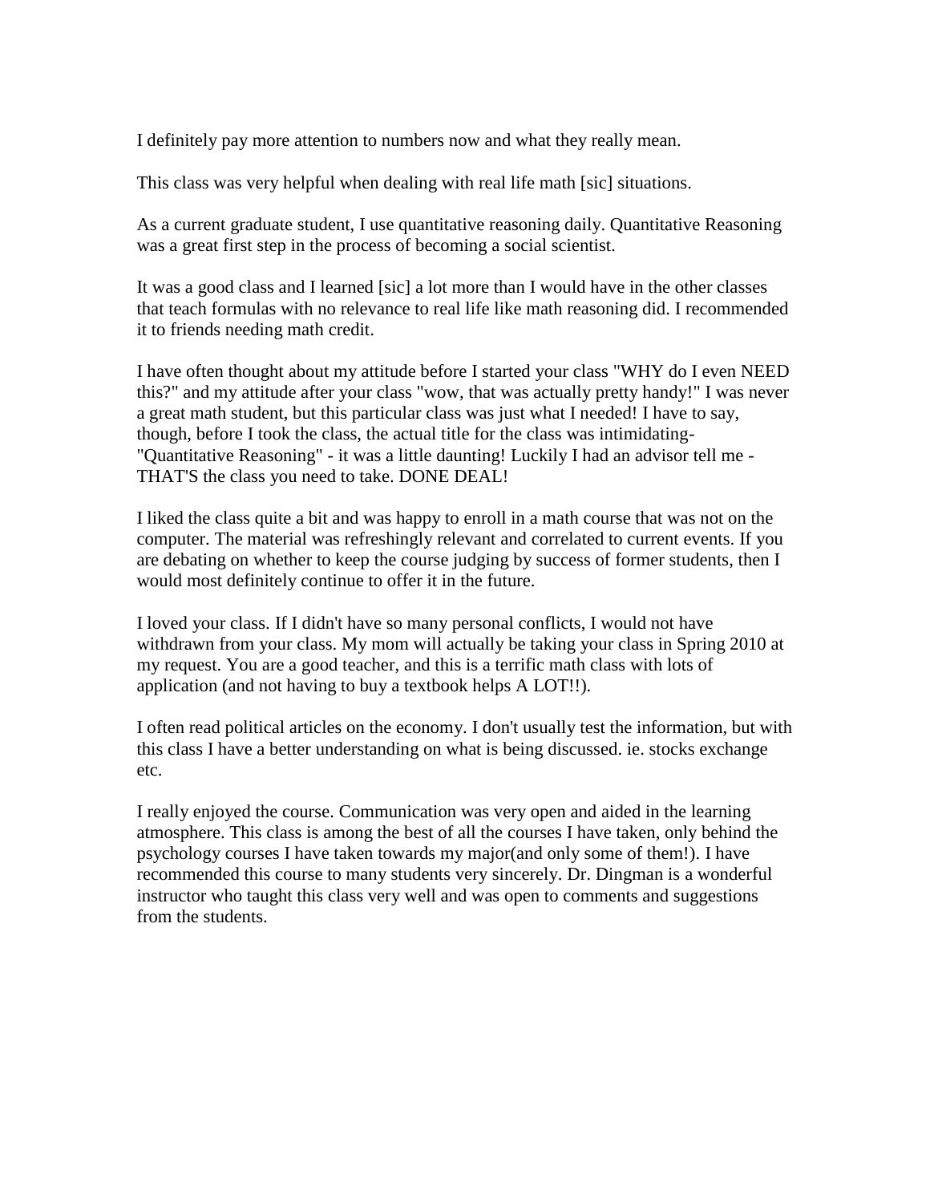I definitely pay more attention to numbers now and what they really mean.

This class was very helpful when dealing with real life math [sic] situations.

As a current graduate student, I use quantitative reasoning daily. Quantitative Reasoning was a great first step in the process of becoming a social scientist.

It was a good class and I learned [sic] a lot more than I would have in the other classes that teach formulas with no relevance to real life like math reasoning did. I recommended it to friends needing math credit.

I have often thought about my attitude before I started your class "WHY do I even NEED this?" and my attitude after your class "wow, that was actually pretty handy!" I was never a great math student, but this particular class was just what I needed! I have to say, though, before I took the class, the actual title for the class was intimidating- "Quantitative Reasoning" - it was a little daunting! Luckily I had an advisor tell me - THAT'S the class you need to take. DONE DEAL!

I liked the class quite a bit and was happy to enroll in a math course that was not on the computer. The material was refreshingly relevant and correlated to current events. If you are debating on whether to keep the course judging by success of former students, then I would most definitely continue to offer it in the future.

I loved your class. If I didn't have so many personal conflicts, I would not have withdrawn from your class. My mom will actually be taking your class in Spring 2010 at my request. You are a good teacher, and this is a terrific math class with lots of application (and not having to buy a textbook helps A LOT!!).

I often read political articles on the economy. I don't usually test the information, but with this class I have a better understanding on what is being discussed. ie. stocks exchange etc.

I really enjoyed the course. Communication was very open and aided in the learning atmosphere. This class is among the best of all the courses I have taken, only behind the psychology courses I have taken towards my major(and only some of them!). I have recommended this course to many students very sincerely. Dr. Dingman is a wonderful instructor who taught this class very well and was open to comments and suggestions from the students.